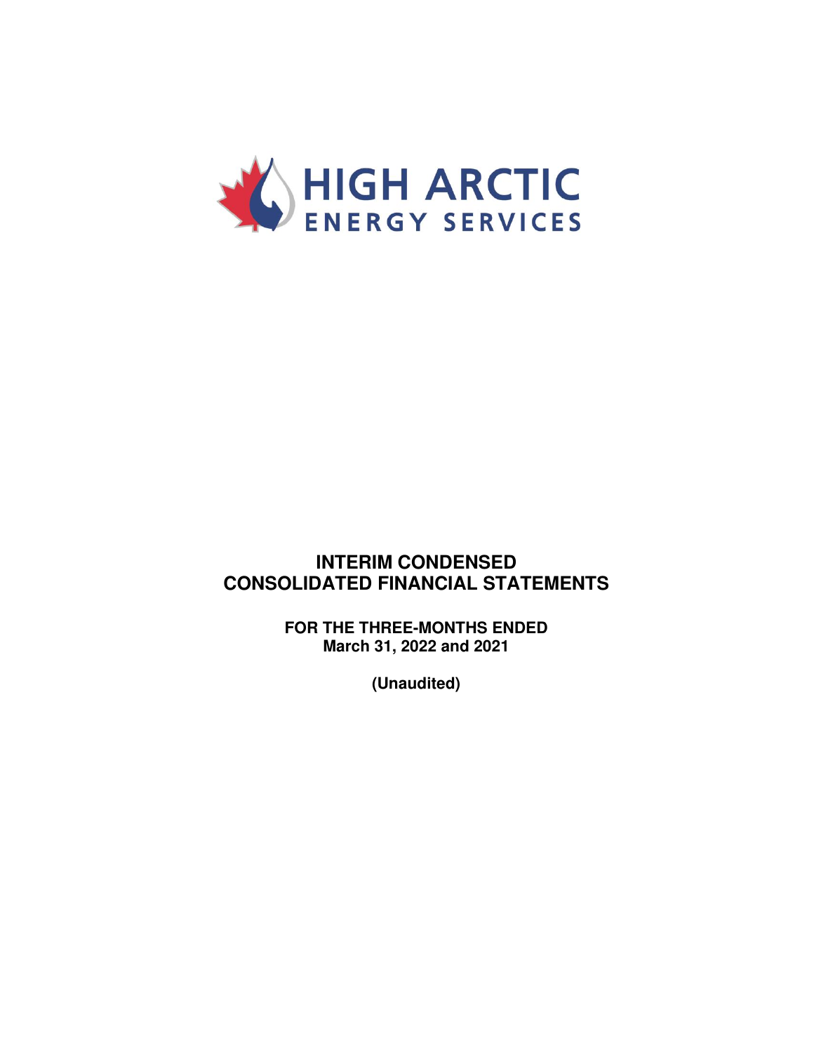HIGH ARCTIC
ENERGY SERVICES

# INTERIM CONDENSED CONSOLIDATED FINANCIAL STATEMENTS

**FOR THE THREE-MONTHS ENDED**
**March 31, 2022 and 2021**

**(Unaudited)**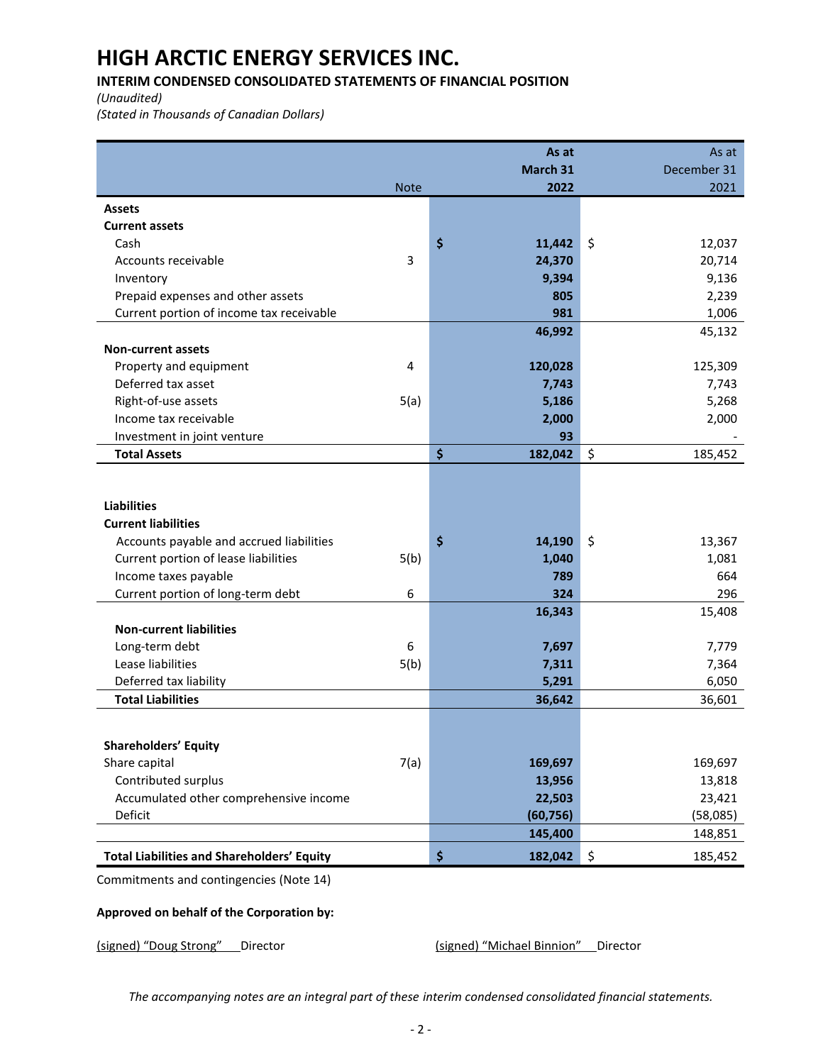# HIGH ARCTIC ENERGY SERVICES INC.

**INTERIM CONDENSED CONSOLIDATED STATEMENTS OF FINANCIAL POSITION**

*(Unaudited)*

*(Stated in Thousands of Canadian Dollars)*

| | Note | As at March 31 2022 | As at December 31 2021 |
|---|---|---|---|
| **Assets** | | | |
| **Current assets** | | | |
| Cash | | **$ 11,442** | $ 12,037 |
| Accounts receivable | 3 | **24,370** | 20,714 |
| Inventory | | **9,394** | 9,136 |
| Prepaid expenses and other assets | | **805** | 2,239 |
| Current portion of income tax receivable | | **981** | 1,006 |
| | | **46,992** | 45,132 |
| **Non-current assets** | | | |
| Property and equipment | 4 | **120,028** | 125,309 |
| Deferred tax asset | | **7,743** | 7,743 |
| Right-of-use assets | 5(a) | **5,186** | 5,268 |
| Income tax receivable | | **2,000** | 2,000 |
| Investment in joint venture | | **93** | - |
| **Total Assets** | | **$ 182,042** | $ 185,452 |
| | | | |
| **Liabilities** | | | |
| **Current liabilities** | | | |
| Accounts payable and accrued liabilities | | **$ 14,190** | $ 13,367 |
| Current portion of lease liabilities | 5(b) | **1,040** | 1,081 |
| Income taxes payable | | **789** | 664 |
| Current portion of long-term debt | 6 | **324** | 296 |
| | | **16,343** | 15,408 |
| **Non-current liabilities** | | | |
| Long-term debt | 6 | **7,697** | 7,779 |
| Lease liabilities | 5(b) | **7,311** | 7,364 |
| Deferred tax liability | | **5,291** | 6,050 |
| **Total Liabilities** | | **36,642** | 36,601 |
| | | | |
| **Shareholders' Equity** | | | |
| Share capital | 7(a) | **169,697** | 169,697 |
| Contributed surplus | | **13,956** | 13,818 |
| Accumulated other comprehensive income | | **22,503** | 23,421 |
| Deficit | | **(60,756)** | (58,085) |
| | | **145,400** | 148,851 |
| **Total Liabilities and Shareholders' Equity** | | **$ 182,042** | $ 185,452 |

Commitments and contingencies (Note 14)

**Approved on behalf of the Corporation by:**

(signed) "Doug Strong" Director

(signed) "Michael Binnion" Director

*The accompanying notes are an integral part of these interim condensed consolidated financial statements.*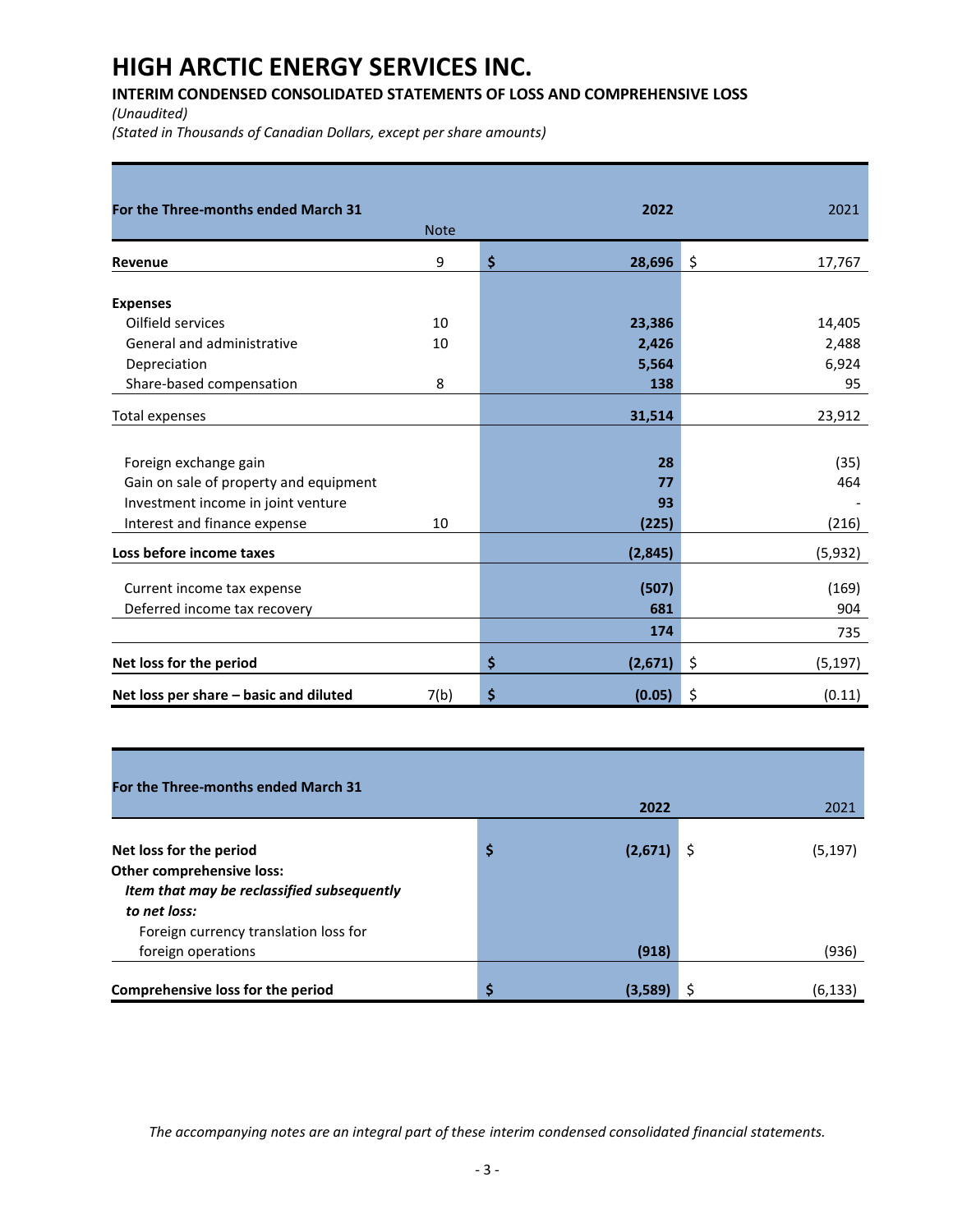# HIGH ARCTIC ENERGY SERVICES INC.

**INTERIM CONDENSED CONSOLIDATED STATEMENTS OF LOSS AND COMPREHENSIVE LOSS**

*(Unaudited)*

*(Stated in Thousands of Canadian Dollars, except per share amounts)*

| For the Three-months ended March 31 | Note | 2022 | 2021 |
|---|---|---|---|
| **Revenue** | 9 | **$ 28,696** | $ 17,767 |
| **Expenses** | | | |
| Oilfield services | 10 | **23,386** | 14,405 |
| General and administrative | 10 | **2,426** | 2,488 |
| Depreciation | | **5,564** | 6,924 |
| Share-based compensation | 8 | **138** | 95 |
| Total expenses | | **31,514** | 23,912 |
| Foreign exchange gain | | **28** | (35) |
| Gain on sale of property and equipment | | **77** | 464 |
| Investment income in joint venture | | **93** | - |
| Interest and finance expense | 10 | **(225)** | (216) |
| **Loss before income taxes** | | **(2,845)** | (5,932) |
| Current income tax expense | | **(507)** | (169) |
| Deferred income tax recovery | | **681** | 904 |
| | | **174** | 735 |
| **Net loss for the period** | | **$ (2,671)** | $ (5,197) |
| **Net loss per share – basic and diluted** | 7(b) | **$ (0.05)** | $ (0.11) |

| For the Three-months ended March 31 | 2022 | 2021 |
|---|---|---|
| **Net loss for the period** | **$ (2,671)** | $ (5,197) |
| **Other comprehensive loss:** | | |
| ***Item that may be reclassified subsequently to net loss:*** | | |
| Foreign currency translation loss for foreign operations | **(918)** | (936) |
| **Comprehensive loss for the period** | **$ (3,589)** | $ (6,133) |

*The accompanying notes are an integral part of these interim condensed consolidated financial statements.*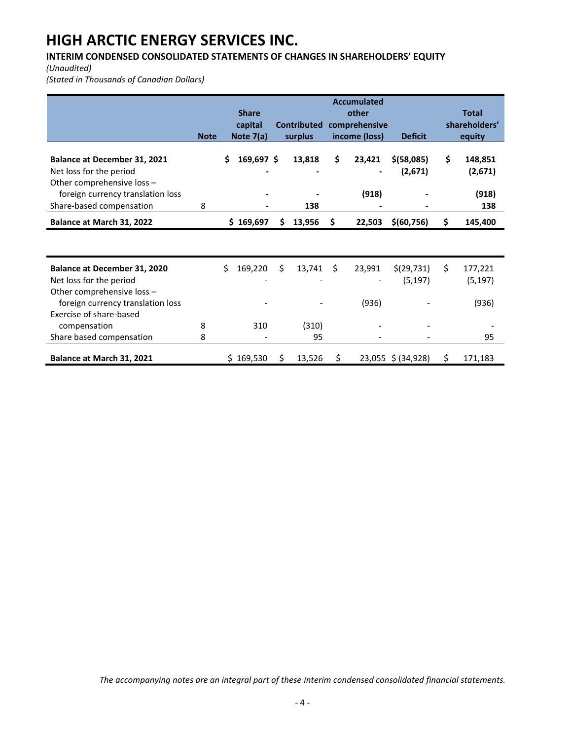# HIGH ARCTIC ENERGY SERVICES INC.

**INTERIM CONDENSED CONSOLIDATED STATEMENTS OF CHANGES IN SHAREHOLDERS' EQUITY**

*(Unaudited)*

*(Stated in Thousands of Canadian Dollars)*

| | Note | Share capital Note 7(a) | Contributed surplus | Accumulated other comprehensive income (loss) | Deficit | Total shareholders' equity |
|---|---|---|---|---|---|---|
| **Balance at December 31, 2021** | | **$ 169,697** | **$ 13,818** | **$ 23,421** | **$(58,085)** | **$ 148,851** |
| Net loss for the period | | **-** | **-** | **-** | **(2,671)** | **(2,671)** |
| Other comprehensive loss – foreign currency translation loss | | **-** | **-** | **(918)** | **-** | **(918)** |
| Share-based compensation | 8 | **-** | **138** | **-** | **-** | **138** |
| **Balance at March 31, 2022** | | **$ 169,697** | **$ 13,956** | **$ 22,503** | **$(60,756)** | **$ 145,400** |
| | | | | | | |
| **Balance at December 31, 2020** | | $ 169,220 | $ 13,741 | $ 23,991 | $(29,731) | $ 177,221 |
| Net loss for the period | | - | - | - | (5,197) | (5,197) |
| Other comprehensive loss – foreign currency translation loss | | - | - | (936) | - | (936) |
| Exercise of share-based compensation | 8 | 310 | (310) | - | - | - |
| Share based compensation | 8 | - | 95 | - | - | 95 |
| **Balance at March 31, 2021** | | $ 169,530 | $ 13,526 | $ 23,055 | $ (34,928) | $ 171,183 |

*The accompanying notes are an integral part of these interim condensed consolidated financial statements.*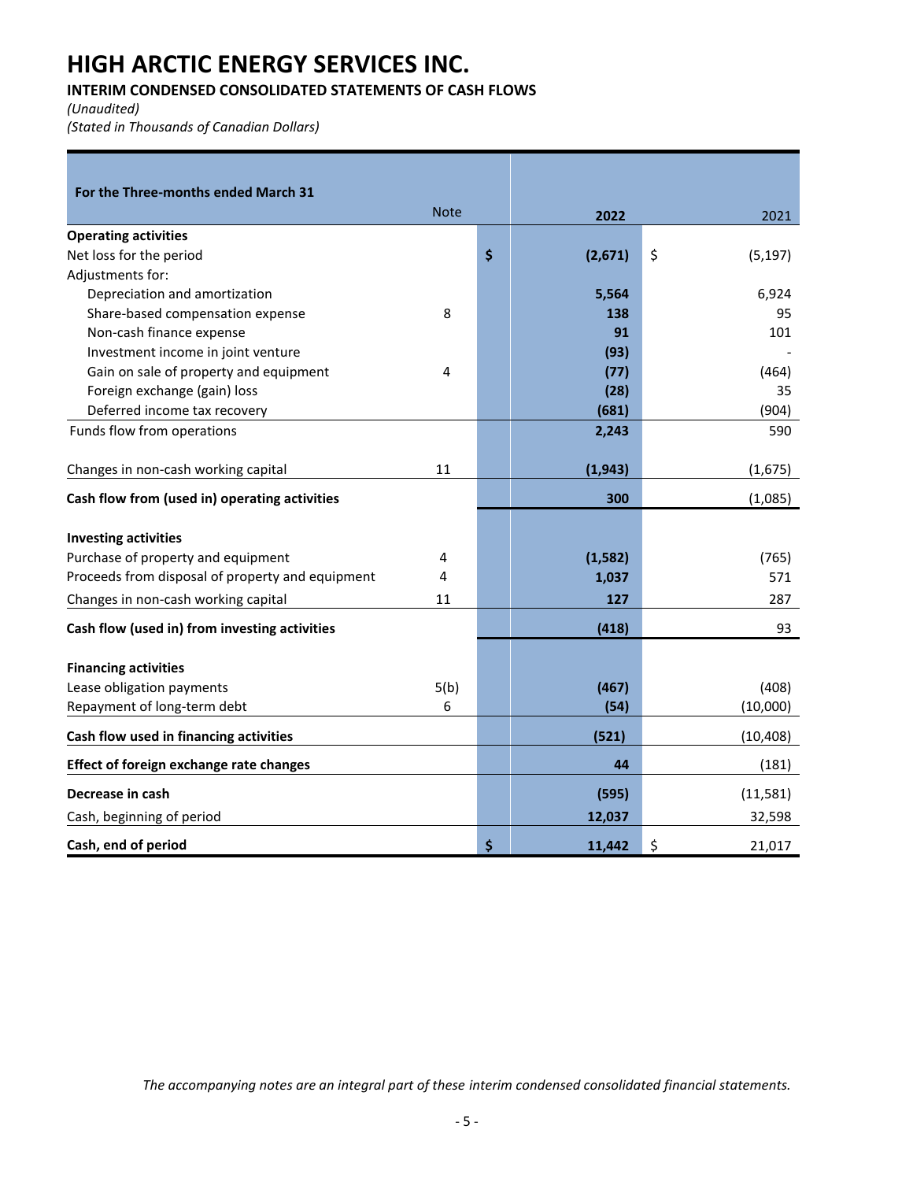# HIGH ARCTIC ENERGY SERVICES INC.

**INTERIM CONDENSED CONSOLIDATED STATEMENTS OF CASH FLOWS**

*(Unaudited)*

*(Stated in Thousands of Canadian Dollars)*

| For the Three-months ended March 31 | Note | 2022 | 2021 |
|---|---|---|---|
| **Operating activities** | | | |
| Net loss for the period | | $ **(2,671)** | $ (5,197) |
| Adjustments for: | | | |
| Depreciation and amortization | | **5,564** | 6,924 |
| Share-based compensation expense | 8 | **138** | 95 |
| Non-cash finance expense | | **91** | 101 |
| Investment income in joint venture | | **(93)** | - |
| Gain on sale of property and equipment | 4 | **(77)** | (464) |
| Foreign exchange (gain) loss | | **(28)** | 35 |
| Deferred income tax recovery | | **(681)** | (904) |
| Funds flow from operations | | **2,243** | 590 |
| Changes in non-cash working capital | 11 | **(1,943)** | (1,675) |
| **Cash flow from (used in) operating activities** | | **300** | (1,085) |
| **Investing activities** | | | |
| Purchase of property and equipment | 4 | **(1,582)** | (765) |
| Proceeds from disposal of property and equipment | 4 | **1,037** | 571 |
| Changes in non-cash working capital | 11 | **127** | 287 |
| **Cash flow (used in) from investing activities** | | **(418)** | 93 |
| **Financing activities** | | | |
| Lease obligation payments | 5(b) | **(467)** | (408) |
| Repayment of long-term debt | 6 | **(54)** | (10,000) |
| **Cash flow used in financing activities** | | **(521)** | (10,408) |
| **Effect of foreign exchange rate changes** | | **44** | (181) |
| **Decrease in cash** | | **(595)** | (11,581) |
| Cash, beginning of period | | **12,037** | 32,598 |
| **Cash, end of period** | | $ **11,442** | $ 21,017 |

*The accompanying notes are an integral part of these interim condensed consolidated financial statements.*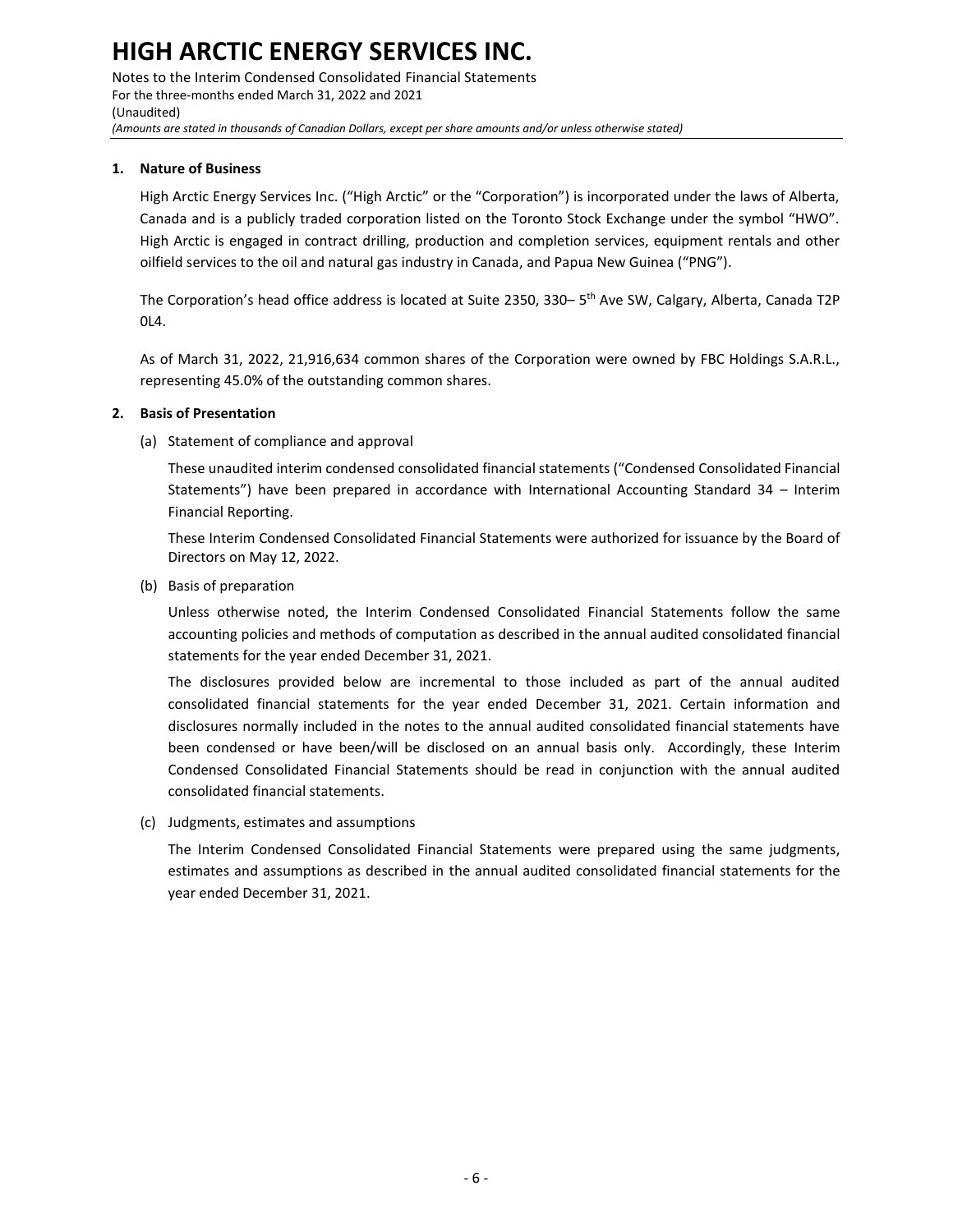## 1. Nature of Business

High Arctic Energy Services Inc. ("High Arctic" or the "Corporation") is incorporated under the laws of Alberta, Canada and is a publicly traded corporation listed on the Toronto Stock Exchange under the symbol "HWO". High Arctic is engaged in contract drilling, production and completion services, equipment rentals and other oilfield services to the oil and natural gas industry in Canada, and Papua New Guinea ("PNG").

The Corporation's head office address is located at Suite 2350, 330– 5th Ave SW, Calgary, Alberta, Canada T2P 0L4.

As of March 31, 2022, 21,916,634 common shares of the Corporation were owned by FBC Holdings S.A.R.L., representing 45.0% of the outstanding common shares.

## 2. Basis of Presentation

(a) Statement of compliance and approval

These unaudited interim condensed consolidated financial statements ("Condensed Consolidated Financial Statements") have been prepared in accordance with International Accounting Standard 34 – Interim Financial Reporting.

These Interim Condensed Consolidated Financial Statements were authorized for issuance by the Board of Directors on May 12, 2022.

(b) Basis of preparation

Unless otherwise noted, the Interim Condensed Consolidated Financial Statements follow the same accounting policies and methods of computation as described in the annual audited consolidated financial statements for the year ended December 31, 2021.

The disclosures provided below are incremental to those included as part of the annual audited consolidated financial statements for the year ended December 31, 2021. Certain information and disclosures normally included in the notes to the annual audited consolidated financial statements have been condensed or have been/will be disclosed on an annual basis only. Accordingly, these Interim Condensed Consolidated Financial Statements should be read in conjunction with the annual audited consolidated financial statements.

(c) Judgments, estimates and assumptions

The Interim Condensed Consolidated Financial Statements were prepared using the same judgments, estimates and assumptions as described in the annual audited consolidated financial statements for the year ended December 31, 2021.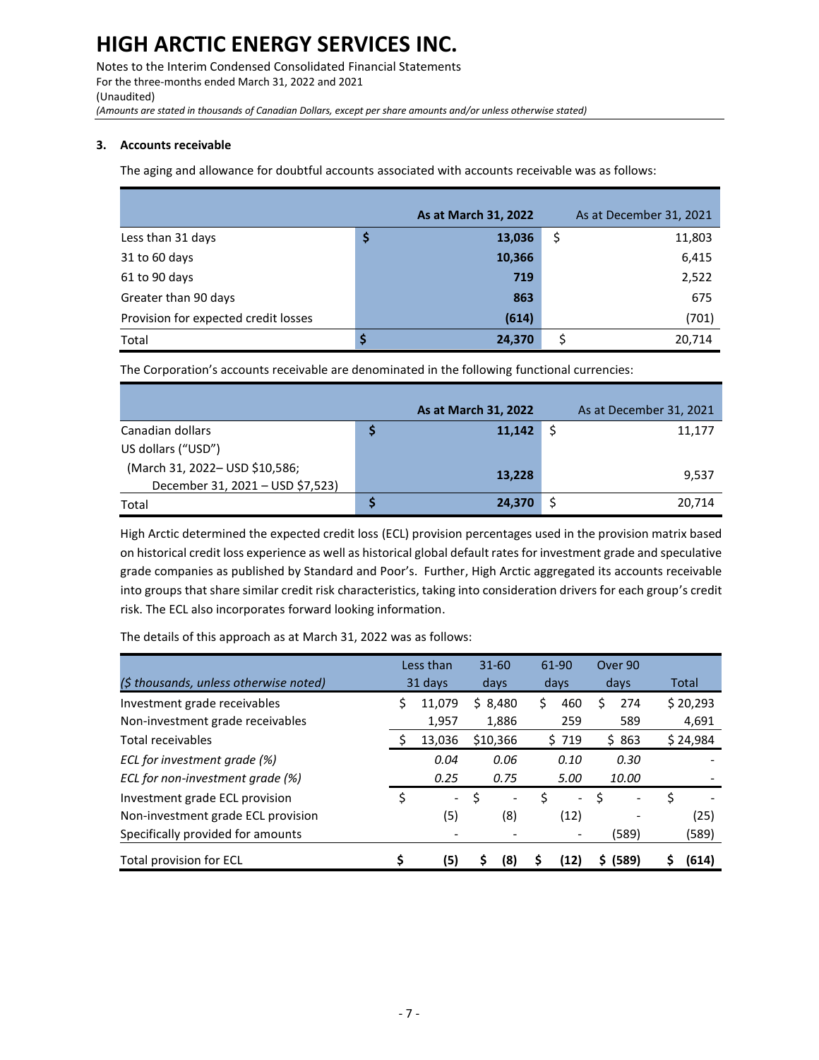# HIGH ARCTIC ENERGY SERVICES INC.

Notes to the Interim Condensed Consolidated Financial Statements
For the three-months ended March 31, 2022 and 2021
(Unaudited)
*(Amounts are stated in thousands of Canadian Dollars, except per share amounts and/or unless otherwise stated)*

### 3. Accounts receivable

The aging and allowance for doubtful accounts associated with accounts receivable was as follows:

| | As at March 31, 2022 | As at December 31, 2021 |
|---|---|---|
| Less than 31 days | $ 13,036 | $ 11,803 |
| 31 to 60 days | 10,366 | 6,415 |
| 61 to 90 days | 719 | 2,522 |
| Greater than 90 days | 863 | 675 |
| Provision for expected credit losses | (614) | (701) |
| Total | $ 24,370 | $ 20,714 |

The Corporation's accounts receivable are denominated in the following functional currencies:

| | As at March 31, 2022 | As at December 31, 2021 |
|---|---|---|
| Canadian dollars | $ 11,142 | $ 11,177 |
| US dollars ("USD") (March 31, 2022– USD $10,586; December 31, 2021 – USD $7,523) | 13,228 | 9,537 |
| Total | $ 24,370 | $ 20,714 |

High Arctic determined the expected credit loss (ECL) provision percentages used in the provision matrix based on historical credit loss experience as well as historical global default rates for investment grade and speculative grade companies as published by Standard and Poor's. Further, High Arctic aggregated its accounts receivable into groups that share similar credit risk characteristics, taking into consideration drivers for each group's credit risk. The ECL also incorporates forward looking information.

The details of this approach as at March 31, 2022 was as follows:

| *($ thousands, unless otherwise noted)* | Less than 31 days | 31-60 days | 61-90 days | Over 90 days | Total |
|---|---|---|---|---|---|
| Investment grade receivables | $ 11,079 | $ 8,480 | $ 460 | $ 274 | $ 20,293 |
| Non-investment grade receivables | 1,957 | 1,886 | 259 | 589 | 4,691 |
| Total receivables | $ 13,036 | $10,366 | $ 719 | $ 863 | $ 24,984 |
| *ECL for investment grade (%)* | *0.04* | *0.06* | *0.10* | *0.30* | - |
| *ECL for non-investment grade (%)* | *0.25* | *0.75* | *5.00* | *10.00* | - |
| Investment grade ECL provision | $ - | $ - | $ - | $ - | $ - |
| Non-investment grade ECL provision | (5) | (8) | (12) | - | (25) |
| Specifically provided for amounts | - | - | - | (589) | (589) |
| Total provision for ECL | $ (5) | $ (8) | $ (12) | $ (589) | $ (614) |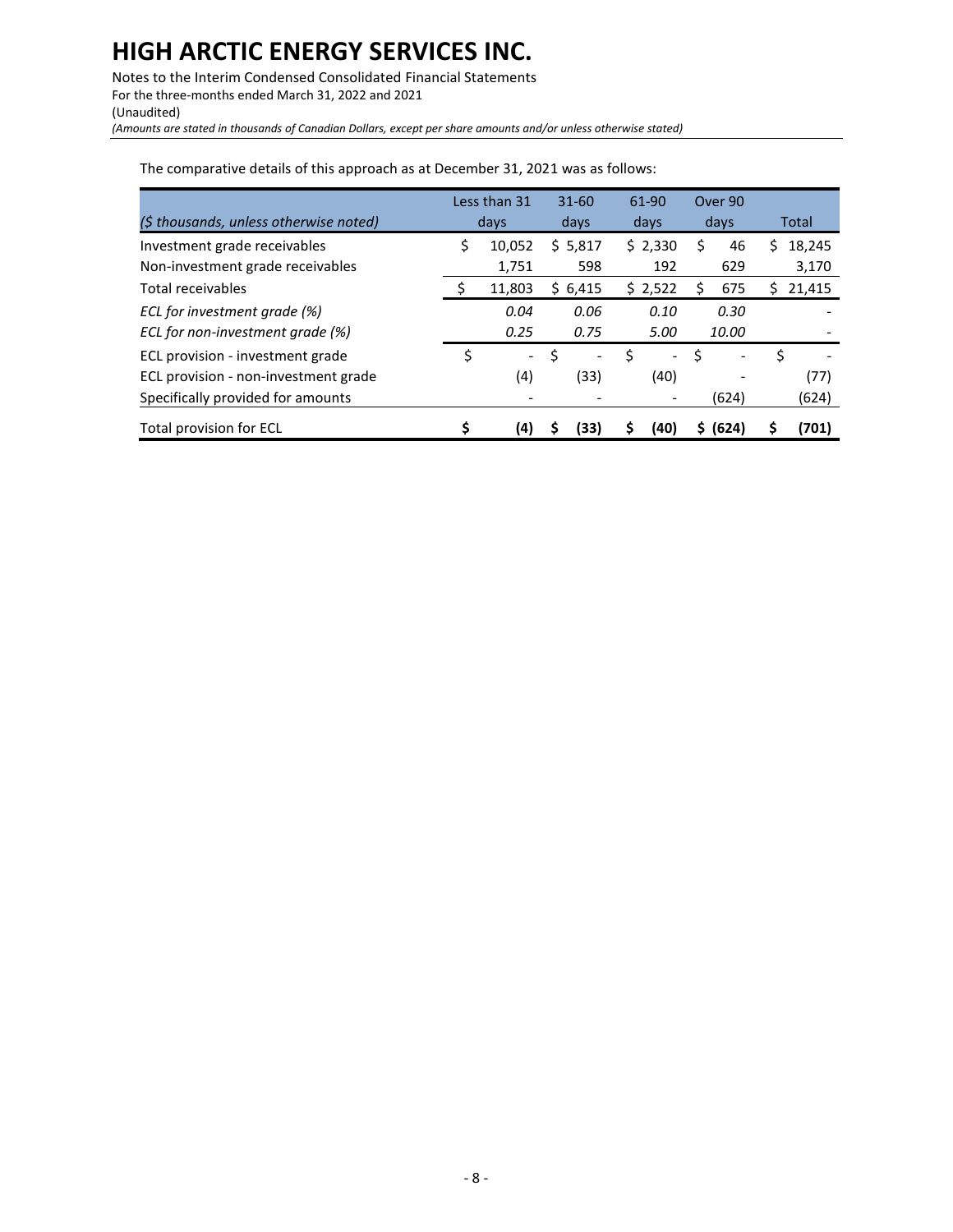The comparative details of this approach as at December 31, 2021 was as follows:

| *($ thousands, unless otherwise noted)* | Less than 31 days | 31-60 days | 61-90 days | Over 90 days | Total |
|---|---|---|---|---|---|
| Investment grade receivables | $ 10,052 | $ 5,817 | $ 2,330 | $ 46 | $ 18,245 |
| Non-investment grade receivables | 1,751 | 598 | 192 | 629 | 3,170 |
| Total receivables | $ 11,803 | $ 6,415 | $ 2,522 | $ 675 | $ 21,415 |
| *ECL for investment grade (%)* | *0.04* | *0.06* | *0.10* | *0.30* | - |
| *ECL for non-investment grade (%)* | *0.25* | *0.75* | *5.00* | *10.00* | - |
| ECL provision - investment grade | $ - | $ - | $ - | $ - | $ - |
| ECL provision - non-investment grade | (4) | (33) | (40) | - | (77) |
| Specifically provided for amounts | - | - | - | (624) | (624) |
| Total provision for ECL | **$ (4)** | **$ (33)** | **$ (40)** | **$ (624)** | **$ (701)** |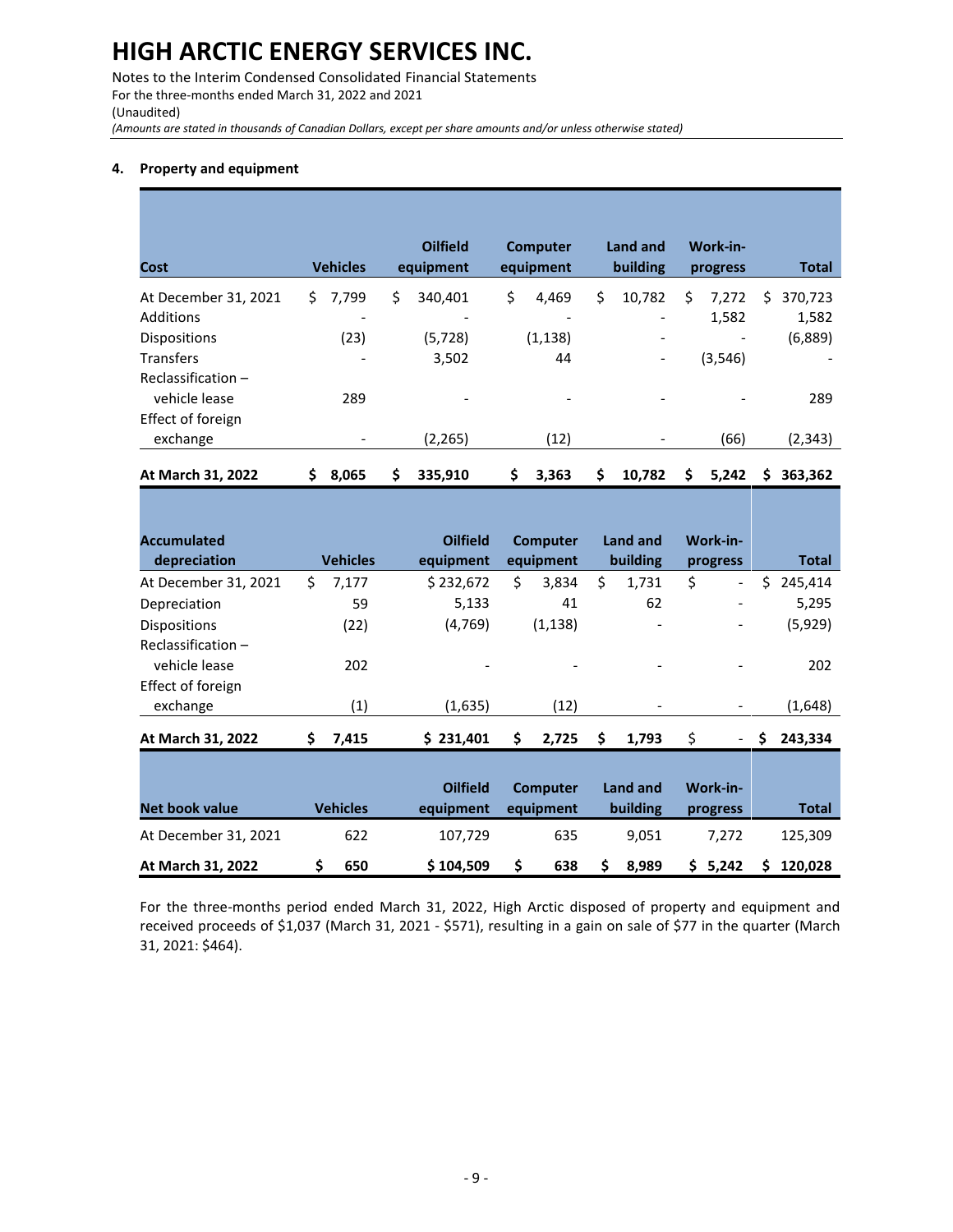### 4. Property and equipment

| Cost | Vehicles | Oilfield equipment | Computer equipment | Land and building | Work-in-progress | Total |
|---|---|---|---|---|---|---|
| At December 31, 2021 | $ 7,799 | $ 340,401 | $ 4,469 | $ 10,782 | $ 7,272 | $ 370,723 |
| Additions | - | - | - | - | 1,582 | 1,582 |
| Dispositions | (23) | (5,728) | (1,138) | - | - | (6,889) |
| Transfers | - | 3,502 | 44 | - | (3,546) | - |
| Reclassification – vehicle lease | 289 | - | - | - | - | 289 |
| Effect of foreign exchange | - | (2,265) | (12) | - | (66) | (2,343) |
| **At March 31, 2022** | **$ 8,065** | **$ 335,910** | **$ 3,363** | **$ 10,782** | **$ 5,242** | **$ 363,362** |

| Accumulated depreciation | Vehicles | Oilfield equipment | Computer equipment | Land and building | Work-in-progress | Total |
|---|---|---|---|---|---|---|
| At December 31, 2021 | $ 7,177 | $ 232,672 | $ 3,834 | $ 1,731 | $ - | $ 245,414 |
| Depreciation | 59 | 5,133 | 41 | 62 | - | 5,295 |
| Dispositions | (22) | (4,769) | (1,138) | - | - | (5,929) |
| Reclassification – vehicle lease | 202 | - | - | - | - | 202 |
| Effect of foreign exchange | (1) | (1,635) | (12) | - | - | (1,648) |
| **At March 31, 2022** | **$ 7,415** | **$ 231,401** | **$ 2,725** | **$ 1,793** | $ - | **$ 243,334** |

| Net book value | Vehicles | Oilfield equipment | Computer equipment | Land and building | Work-in-progress | Total |
|---|---|---|---|---|---|---|
| At December 31, 2021 | 622 | 107,729 | 635 | 9,051 | 7,272 | 125,309 |
| **At March 31, 2022** | **$ 650** | **$ 104,509** | **$ 638** | **$ 8,989** | **$ 5,242** | **$ 120,028** |

For the three-months period ended March 31, 2022, High Arctic disposed of property and equipment and received proceeds of $1,037 (March 31, 2021 - $571), resulting in a gain on sale of $77 in the quarter (March 31, 2021: $464).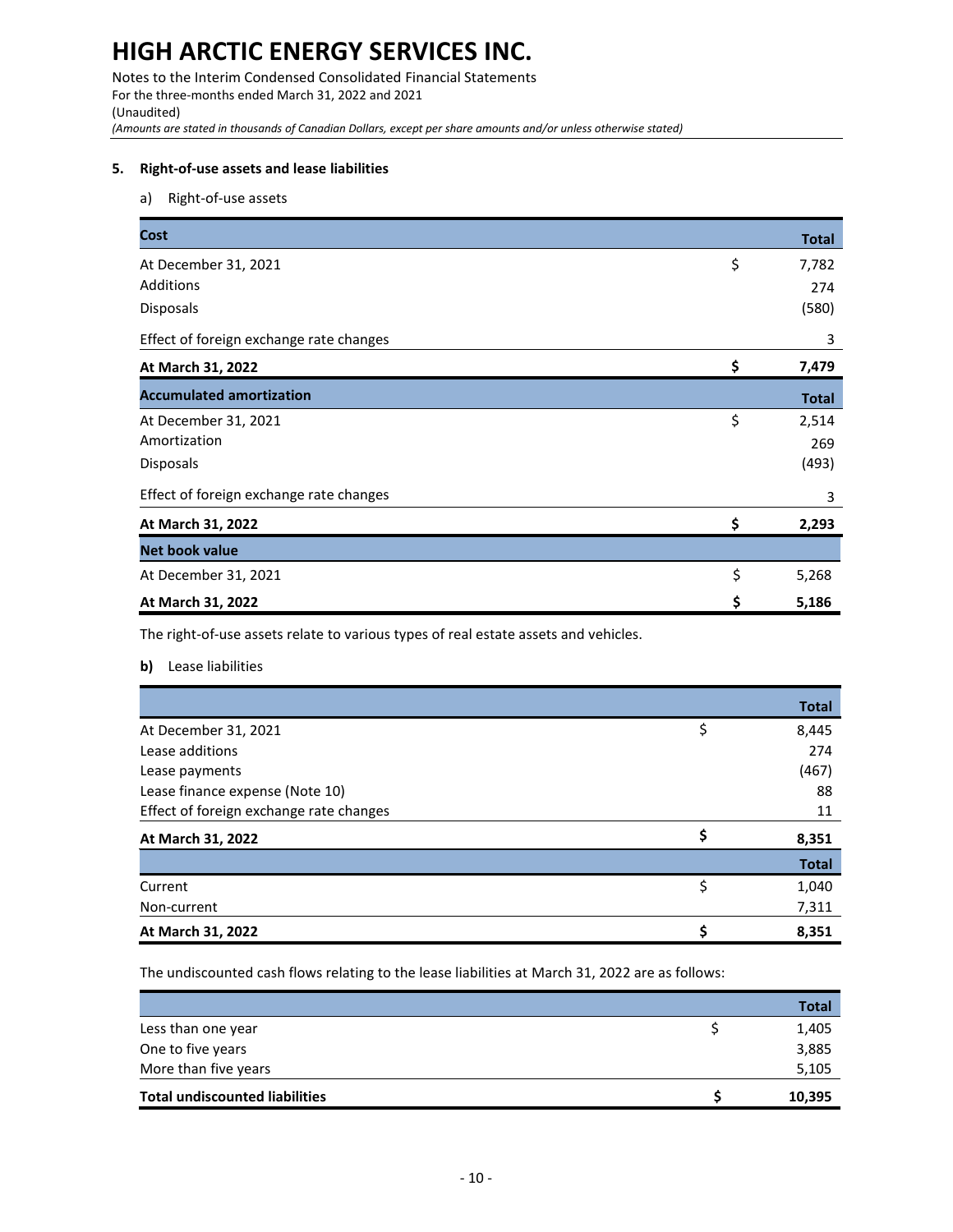## 5. Right-of-use assets and lease liabilities

a) Right-of-use assets

| Cost | | Total |
|---|---|---|
| At December 31, 2021 | $ | 7,782 |
| Additions | | 274 |
| Disposals | | (580) |
| Effect of foreign exchange rate changes | | 3 |
| **At March 31, 2022** | **$** | **7,479** |
| **Accumulated amortization** | | **Total** |
| At December 31, 2021 | $ | 2,514 |
| Amortization | | 269 |
| Disposals | | (493) |
| Effect of foreign exchange rate changes | | 3 |
| **At March 31, 2022** | **$** | **2,293** |
| **Net book value** | | |
| At December 31, 2021 | $ | 5,268 |
| **At March 31, 2022** | **$** | **5,186** |

The right-of-use assets relate to various types of real estate assets and vehicles.

**b)** Lease liabilities

| | | Total |
|---|---|---|
| At December 31, 2021 | $ | 8,445 |
| Lease additions | | 274 |
| Lease payments | | (467) |
| Lease finance expense (Note 10) | | 88 |
| Effect of foreign exchange rate changes | | 11 |
| **At March 31, 2022** | **$** | **8,351** |
| | | **Total** |
| Current | $ | 1,040 |
| Non-current | | 7,311 |
| **At March 31, 2022** | **$** | **8,351** |

The undiscounted cash flows relating to the lease liabilities at March 31, 2022 are as follows:

| | | Total |
|---|---|---|
| Less than one year | $ | 1,405 |
| One to five years | | 3,885 |
| More than five years | | 5,105 |
| **Total undiscounted liabilities** | **$** | **10,395** |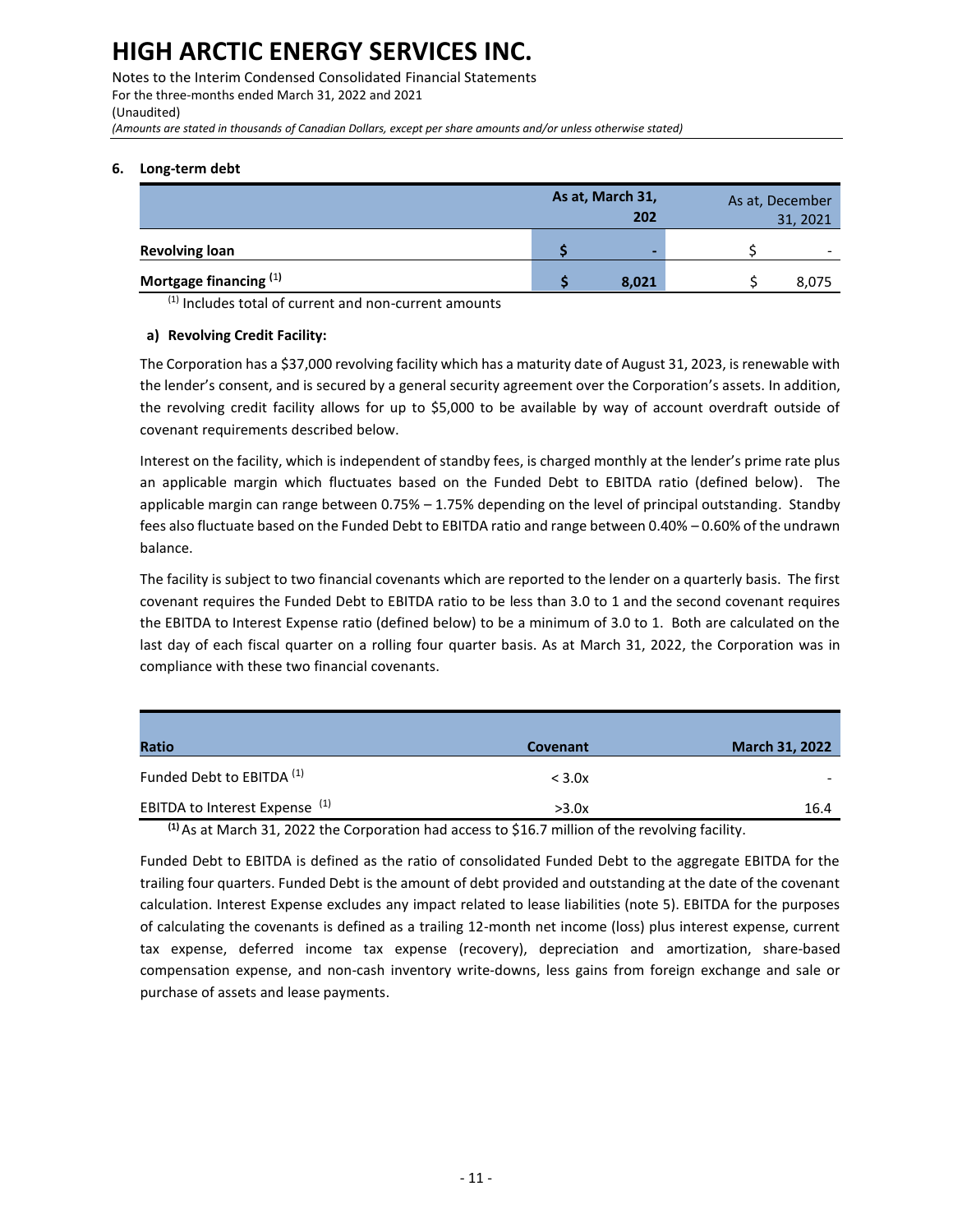HIGH ARCTIC ENERGY SERVICES INC.

Notes to the Interim Condensed Consolidated Financial Statements
For the three-months ended March 31, 2022 and 2021
(Unaudited)
*(Amounts are stated in thousands of Canadian Dollars, except per share amounts and/or unless otherwise stated)*

**6. Long-term debt**

| | **As at, March 31, 202** | As at, December 31, 2021 |
|---|---|---|
| **Revolving loan** | **$ -** | $ - |
| **Mortgage financing** [(1)] | **$ 8,021** | $ 8,075 |

[(1)] Includes total of current and non-current amounts

**a) Revolving Credit Facility:**

The Corporation has a $37,000 revolving facility which has a maturity date of August 31, 2023, is renewable with the lender's consent, and is secured by a general security agreement over the Corporation's assets. In addition, the revolving credit facility allows for up to $5,000 to be available by way of account overdraft outside of covenant requirements described below.

Interest on the facility, which is independent of standby fees, is charged monthly at the lender's prime rate plus an applicable margin which fluctuates based on the Funded Debt to EBITDA ratio (defined below). The applicable margin can range between 0.75% – 1.75% depending on the level of principal outstanding. Standby fees also fluctuate based on the Funded Debt to EBITDA ratio and range between 0.40% – 0.60% of the undrawn balance.

The facility is subject to two financial covenants which are reported to the lender on a quarterly basis. The first covenant requires the Funded Debt to EBITDA ratio to be less than 3.0 to 1 and the second covenant requires the EBITDA to Interest Expense ratio (defined below) to be a minimum of 3.0 to 1. Both are calculated on the last day of each fiscal quarter on a rolling four quarter basis. As at March 31, 2022, the Corporation was in compliance with these two financial covenants.

| **Ratio** | **Covenant** | **March 31, 2022** |
|---|---|---|
| Funded Debt to EBITDA [(1)] | < 3.0x | - |
| EBITDA to Interest Expense [(1)] | >3.0x | 16.4 |

**[(1)]** As at March 31, 2022 the Corporation had access to $16.7 million of the revolving facility.

Funded Debt to EBITDA is defined as the ratio of consolidated Funded Debt to the aggregate EBITDA for the trailing four quarters. Funded Debt is the amount of debt provided and outstanding at the date of the covenant calculation. Interest Expense excludes any impact related to lease liabilities (note 5). EBITDA for the purposes of calculating the covenants is defined as a trailing 12-month net income (loss) plus interest expense, current tax expense, deferred income tax expense (recovery), depreciation and amortization, share-based compensation expense, and non-cash inventory write-downs, less gains from foreign exchange and sale or purchase of assets and lease payments.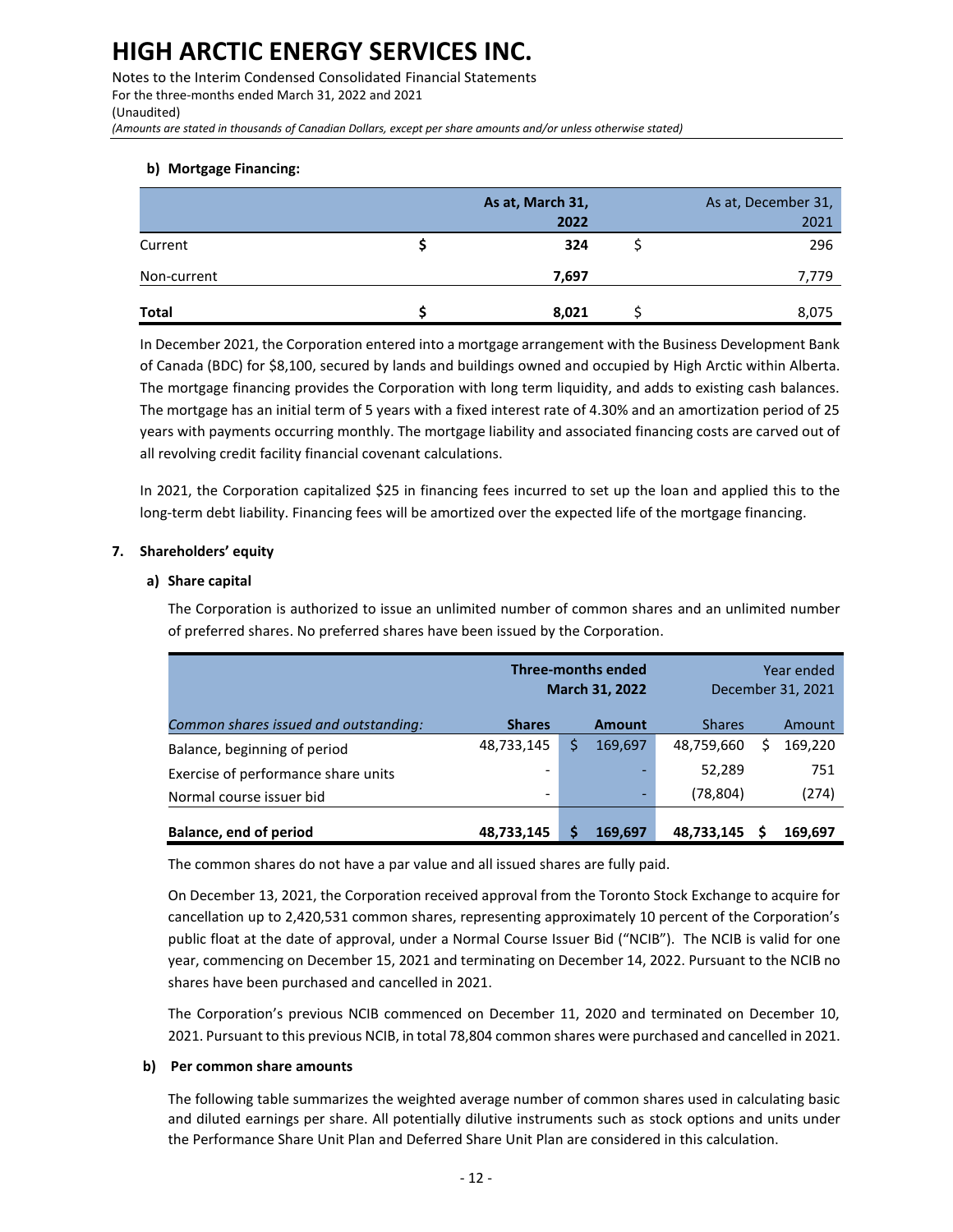**b) Mortgage Financing:**

| | As at, March 31, 2022 | As at, December 31, 2021 |
|---|---|---|
| Current | $ 324 | $ 296 |
| Non-current | 7,697 | 7,779 |
| **Total** | **$ 8,021** | $ 8,075 |

In December 2021, the Corporation entered into a mortgage arrangement with the Business Development Bank of Canada (BDC) for $8,100, secured by lands and buildings owned and occupied by High Arctic within Alberta. The mortgage financing provides the Corporation with long term liquidity, and adds to existing cash balances. The mortgage has an initial term of 5 years with a fixed interest rate of 4.30% and an amortization period of 25 years with payments occurring monthly. The mortgage liability and associated financing costs are carved out of all revolving credit facility financial covenant calculations.

In 2021, the Corporation capitalized $25 in financing fees incurred to set up the loan and applied this to the long-term debt liability. Financing fees will be amortized over the expected life of the mortgage financing.

## 7. Shareholders' equity

### a) Share capital

The Corporation is authorized to issue an unlimited number of common shares and an unlimited number of preferred shares. No preferred shares have been issued by the Corporation.

| | Three-months ended March 31, 2022 | | Year ended December 31, 2021 | |
|---|---|---|---|---|
| *Common shares issued and outstanding:* | **Shares** | **Amount** | Shares | Amount |
| Balance, beginning of period | 48,733,145 | $ 169,697 | 48,759,660 | $ 169,220 |
| Exercise of performance share units | - | - | 52,289 | 751 |
| Normal course issuer bid | - | - | (78,804) | (274) |
| **Balance, end of period** | **48,733,145** | **$ 169,697** | **48,733,145** | **$ 169,697** |

The common shares do not have a par value and all issued shares are fully paid.

On December 13, 2021, the Corporation received approval from the Toronto Stock Exchange to acquire for cancellation up to 2,420,531 common shares, representing approximately 10 percent of the Corporation's public float at the date of approval, under a Normal Course Issuer Bid ("NCIB"). The NCIB is valid for one year, commencing on December 15, 2021 and terminating on December 14, 2022. Pursuant to the NCIB no shares have been purchased and cancelled in 2021.

The Corporation's previous NCIB commenced on December 11, 2020 and terminated on December 10, 2021. Pursuant to this previous NCIB, in total 78,804 common shares were purchased and cancelled in 2021.

### b) Per common share amounts

The following table summarizes the weighted average number of common shares used in calculating basic and diluted earnings per share. All potentially dilutive instruments such as stock options and units under the Performance Share Unit Plan and Deferred Share Unit Plan are considered in this calculation.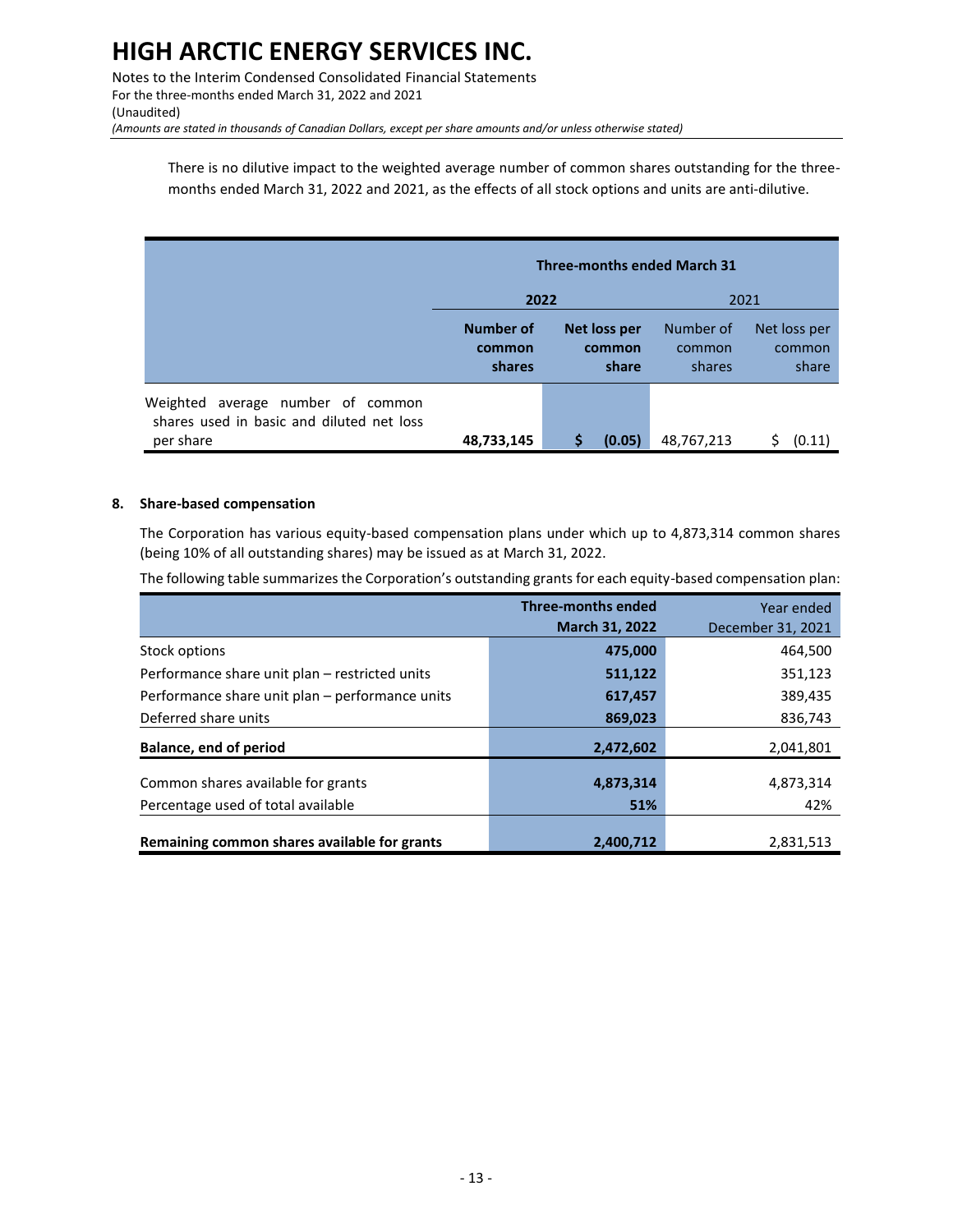There is no dilutive impact to the weighted average number of common shares outstanding for the three-months ended March 31, 2022 and 2021, as the effects of all stock options and units are anti-dilutive.

| | Three-months ended March 31 | | | |
|---|---|---|---|---|
| | **2022** | | 2021 | |
| | **Number of common shares** | **Net loss per common share** | Number of common shares | Net loss per common share |
| Weighted average number of common shares used in basic and diluted net loss per share | **48,733,145** | **$ (0.05)** | 48,767,213 | $ (0.11) |

**8. Share-based compensation**

The Corporation has various equity-based compensation plans under which up to 4,873,314 common shares (being 10% of all outstanding shares) may be issued as at March 31, 2022.

The following table summarizes the Corporation's outstanding grants for each equity-based compensation plan:

| | **Three-months ended March 31, 2022** | Year ended December 31, 2021 |
|---|---|---|
| Stock options | **475,000** | 464,500 |
| Performance share unit plan – restricted units | **511,122** | 351,123 |
| Performance share unit plan – performance units | **617,457** | 389,435 |
| Deferred share units | **869,023** | 836,743 |
| **Balance, end of period** | **2,472,602** | 2,041,801 |
| Common shares available for grants | **4,873,314** | 4,873,314 |
| Percentage used of total available | **51%** | 42% |
| **Remaining common shares available for grants** | **2,400,712** | 2,831,513 |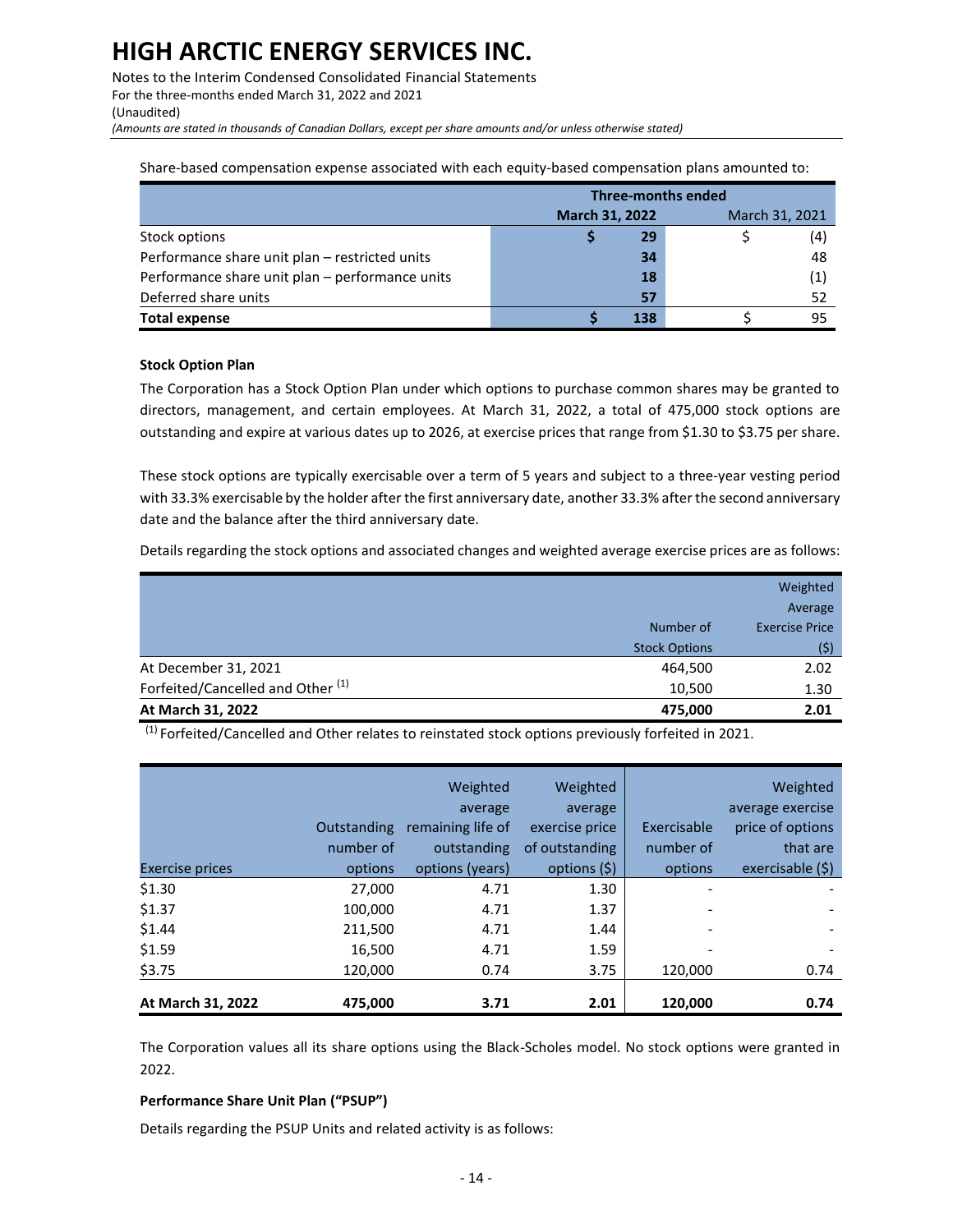Share-based compensation expense associated with each equity-based compensation plans amounted to:

| | Three-months ended | |
|---|---|---|
| | **March 31, 2022** | March 31, 2021 |
| Stock options | **$ 29** | $ (4) |
| Performance share unit plan – restricted units | **34** | 48 |
| Performance share unit plan – performance units | **18** | (1) |
| Deferred share units | **57** | 52 |
| **Total expense** | **$ 138** | $ 95 |

**Stock Option Plan**

The Corporation has a Stock Option Plan under which options to purchase common shares may be granted to directors, management, and certain employees. At March 31, 2022, a total of 475,000 stock options are outstanding and expire at various dates up to 2026, at exercise prices that range from $1.30 to $3.75 per share.

These stock options are typically exercisable over a term of 5 years and subject to a three-year vesting period with 33.3% exercisable by the holder after the first anniversary date, another 33.3% after the second anniversary date and the balance after the third anniversary date.

Details regarding the stock options and associated changes and weighted average exercise prices are as follows:

| | Number of Stock Options | Weighted Average Exercise Price ($) |
|---|---|---|
| At December 31, 2021 | 464,500 | 2.02 |
| Forfeited/Cancelled and Other [1] | 10,500 | 1.30 |
| **At March 31, 2022** | **475,000** | **2.01** |

[1] Forfeited/Cancelled and Other relates to reinstated stock options previously forfeited in 2021.

| Exercise prices | Outstanding number of options | Weighted average remaining life of outstanding options (years) | Weighted average exercise price of outstanding options ($) | Exercisable number of options | Weighted average exercise price of options that are exercisable ($) |
|---|---|---|---|---|---|
| $1.30 | 27,000 | 4.71 | 1.30 | - | - |
| $1.37 | 100,000 | 4.71 | 1.37 | - | - |
| $1.44 | 211,500 | 4.71 | 1.44 | - | - |
| $1.59 | 16,500 | 4.71 | 1.59 | - | - |
| $3.75 | 120,000 | 0.74 | 3.75 | 120,000 | 0.74 |
| **At March 31, 2022** | **475,000** | **3.71** | **2.01** | **120,000** | **0.74** |

The Corporation values all its share options using the Black-Scholes model. No stock options were granted in 2022.

**Performance Share Unit Plan ("PSUP")**

Details regarding the PSUP Units and related activity is as follows: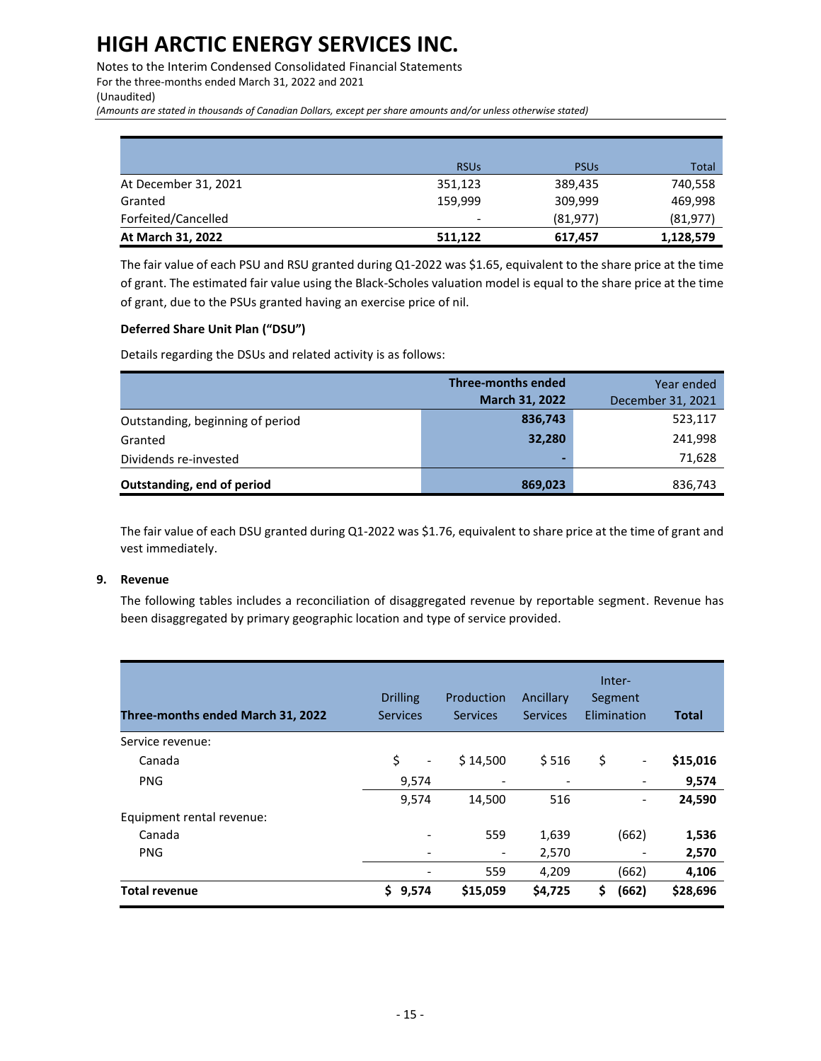| | RSUs | PSUs | Total |
|---|---|---|---|
| At December 31, 2021 | 351,123 | 389,435 | 740,558 |
| Granted | 159,999 | 309,999 | 469,998 |
| Forfeited/Cancelled | - | (81,977) | (81,977) |
| **At March 31, 2022** | **511,122** | **617,457** | **1,128,579** |

The fair value of each PSU and RSU granted during Q1-2022 was $1.65, equivalent to the share price at the time of grant. The estimated fair value using the Black-Scholes valuation model is equal to the share price at the time of grant, due to the PSUs granted having an exercise price of nil.

**Deferred Share Unit Plan ("DSU")**

Details regarding the DSUs and related activity is as follows:

| | **Three-months ended March 31, 2022** | Year ended December 31, 2021 |
|---|---|---|
| Outstanding, beginning of period | **836,743** | 523,117 |
| Granted | **32,280** | 241,998 |
| Dividends re-invested | **-** | 71,628 |
| **Outstanding, end of period** | **869,023** | 836,743 |

The fair value of each DSU granted during Q1-2022 was $1.76, equivalent to share price at the time of grant and vest immediately.

**9. Revenue**

The following tables includes a reconciliation of disaggregated revenue by reportable segment. Revenue has been disaggregated by primary geographic location and type of service provided.

| **Three-months ended March 31, 2022** | Drilling Services | Production Services | Ancillary Services | Inter-Segment Elimination | **Total** |
|---|---|---|---|---|---|
| Service revenue: | | | | | |
| Canada | $ - | $ 14,500 | $ 516 | $ - | **$15,016** |
| PNG | 9,574 | - | - | - | **9,574** |
| | 9,574 | 14,500 | 516 | - | **24,590** |
| Equipment rental revenue: | | | | | |
| Canada | - | 559 | 1,639 | (662) | **1,536** |
| PNG | - | - | 2,570 | - | **2,570** |
| | - | 559 | 4,209 | (662) | **4,106** |
| **Total revenue** | **$ 9,574** | **$15,059** | **$4,725** | **$ (662)** | **$28,696** |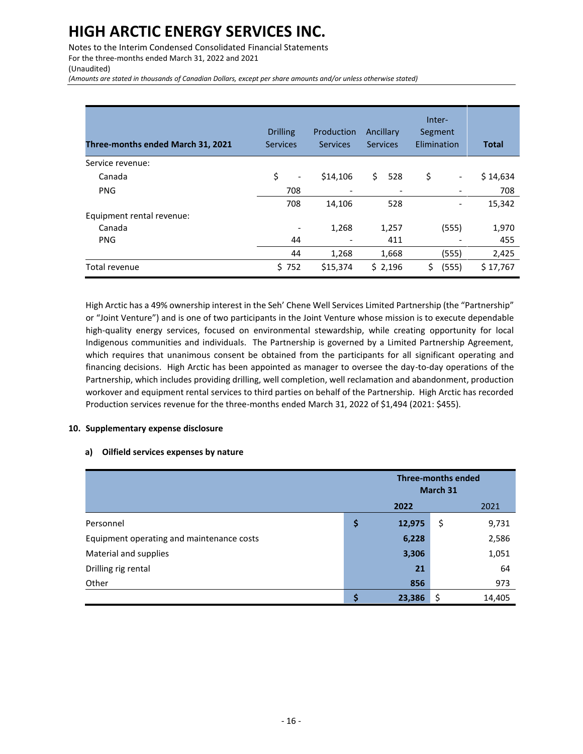| Three-months ended March 31, 2021 | Drilling Services | Production Services | Ancillary Services | Inter-Segment Elimination | Total |
|---|---|---|---|---|---|
| Service revenue: | | | | | |
| Canada | $ - | $14,106 | $ 528 | $ - | $ 14,634 |
| PNG | 708 | - | - | - | 708 |
| | 708 | 14,106 | 528 | - | 15,342 |
| Equipment rental revenue: | | | | | |
| Canada | - | 1,268 | 1,257 | (555) | 1,970 |
| PNG | 44 | - | 411 | - | 455 |
| | 44 | 1,268 | 1,668 | (555) | 2,425 |
| Total revenue | $ 752 | $15,374 | $ 2,196 | $ (555) | $ 17,767 |

High Arctic has a 49% ownership interest in the Seh' Chene Well Services Limited Partnership (the "Partnership" or "Joint Venture") and is one of two participants in the Joint Venture whose mission is to execute dependable high-quality energy services, focused on environmental stewardship, while creating opportunity for local Indigenous communities and individuals. The Partnership is governed by a Limited Partnership Agreement, which requires that unanimous consent be obtained from the participants for all significant operating and financing decisions. High Arctic has been appointed as manager to oversee the day-to-day operations of the Partnership, which includes providing drilling, well completion, well reclamation and abandonment, production workover and equipment rental services to third parties on behalf of the Partnership. High Arctic has recorded Production services revenue for the three-months ended March 31, 2022 of $1,494 (2021: $455).

## 10. Supplementary expense disclosure

### a) Oilfield services expenses by nature

| | Three-months ended March 31 | |
|---|---|---|
| | **2022** | 2021 |
| Personnel | **$ 12,975** | $ 9,731 |
| Equipment operating and maintenance costs | **6,228** | 2,586 |
| Material and supplies | **3,306** | 1,051 |
| Drilling rig rental | **21** | 64 |
| Other | **856** | 973 |
| | **$ 23,386** | $ 14,405 |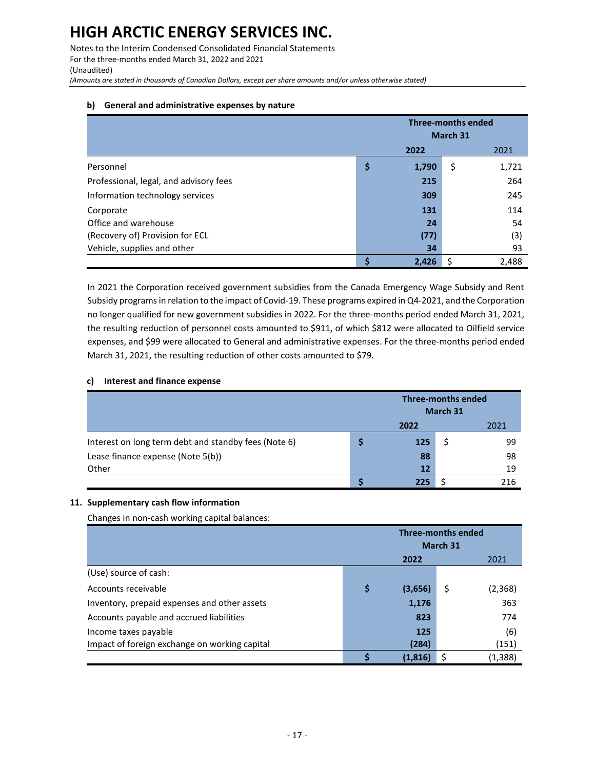#### b) General and administrative expenses by nature

| | Three-months ended March 31 | |
|---|---|---|
| | **2022** | 2021 |
| Personnel | **$ 1,790** | $ 1,721 |
| Professional, legal, and advisory fees | **215** | 264 |
| Information technology services | **309** | 245 |
| Corporate | **131** | 114 |
| Office and warehouse | **24** | 54 |
| (Recovery of) Provision for ECL | **(77)** | (3) |
| Vehicle, supplies and other | **34** | 93 |
| | **$ 2,426** | $ 2,488 |

In 2021 the Corporation received government subsidies from the Canada Emergency Wage Subsidy and Rent Subsidy programs in relation to the impact of Covid-19. These programs expired in Q4-2021, and the Corporation no longer qualified for new government subsidies in 2022. For the three-months period ended March 31, 2021, the resulting reduction of personnel costs amounted to $911, of which $812 were allocated to Oilfield service expenses, and $99 were allocated to General and administrative expenses. For the three-months period ended March 31, 2021, the resulting reduction of other costs amounted to $79.

#### c) Interest and finance expense

| | Three-months ended March 31 | |
|---|---|---|
| | **2022** | 2021 |
| Interest on long term debt and standby fees (Note 6) | **$ 125** | $ 99 |
| Lease finance expense (Note 5(b)) | **88** | 98 |
| Other | **12** | 19 |
| | **$ 225** | $ 216 |

### 11. Supplementary cash flow information

Changes in non-cash working capital balances:

| | Three-months ended March 31 | |
|---|---|---|
| | **2022** | 2021 |
| (Use) source of cash: | | |
| Accounts receivable | **$ (3,656)** | $ (2,368) |
| Inventory, prepaid expenses and other assets | **1,176** | 363 |
| Accounts payable and accrued liabilities | **823** | 774 |
| Income taxes payable | **125** | (6) |
| Impact of foreign exchange on working capital | **(284)** | (151) |
| | **$ (1,816)** | $ (1,388) |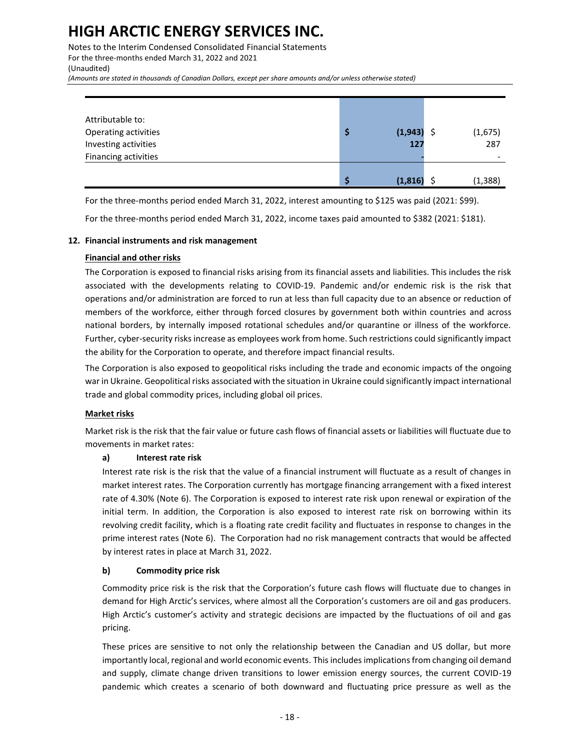| | 2022 | 2021 |
|---|---|---|
| Attributable to: | | |
| Operating activities | $ **(1,943)** | $ (1,675) |
| Investing activities | **127** | 287 |
| Financing activities | **-** | - |
| | $ **(1,816)** | $ (1,388) |

For the three-months period ended March 31, 2022, interest amounting to $125 was paid (2021: $99).

For the three-months period ended March 31, 2022, income taxes paid amounted to $382 (2021: $181).

**12. Financial instruments and risk management**

**Financial and other risks**

The Corporation is exposed to financial risks arising from its financial assets and liabilities. This includes the risk associated with the developments relating to COVID-19. Pandemic and/or endemic risk is the risk that operations and/or administration are forced to run at less than full capacity due to an absence or reduction of members of the workforce, either through forced closures by government both within countries and across national borders, by internally imposed rotational schedules and/or quarantine or illness of the workforce. Further, cyber-security risks increase as employees work from home. Such restrictions could significantly impact the ability for the Corporation to operate, and therefore impact financial results.

The Corporation is also exposed to geopolitical risks including the trade and economic impacts of the ongoing war in Ukraine. Geopolitical risks associated with the situation in Ukraine could significantly impact international trade and global commodity prices, including global oil prices.

**Market risks**

Market risk is the risk that the fair value or future cash flows of financial assets or liabilities will fluctuate due to movements in market rates:

**a) Interest rate risk**

Interest rate risk is the risk that the value of a financial instrument will fluctuate as a result of changes in market interest rates. The Corporation currently has mortgage financing arrangement with a fixed interest rate of 4.30% (Note 6). The Corporation is exposed to interest rate risk upon renewal or expiration of the initial term. In addition, the Corporation is also exposed to interest rate risk on borrowing within its revolving credit facility, which is a floating rate credit facility and fluctuates in response to changes in the prime interest rates (Note 6). The Corporation had no risk management contracts that would be affected by interest rates in place at March 31, 2022.

**b) Commodity price risk**

Commodity price risk is the risk that the Corporation's future cash flows will fluctuate due to changes in demand for High Arctic's services, where almost all the Corporation's customers are oil and gas producers. High Arctic's customer's activity and strategic decisions are impacted by the fluctuations of oil and gas pricing.

These prices are sensitive to not only the relationship between the Canadian and US dollar, but more importantly local, regional and world economic events. This includes implications from changing oil demand and supply, climate change driven transitions to lower emission energy sources, the current COVID-19 pandemic which creates a scenario of both downward and fluctuating price pressure as well as the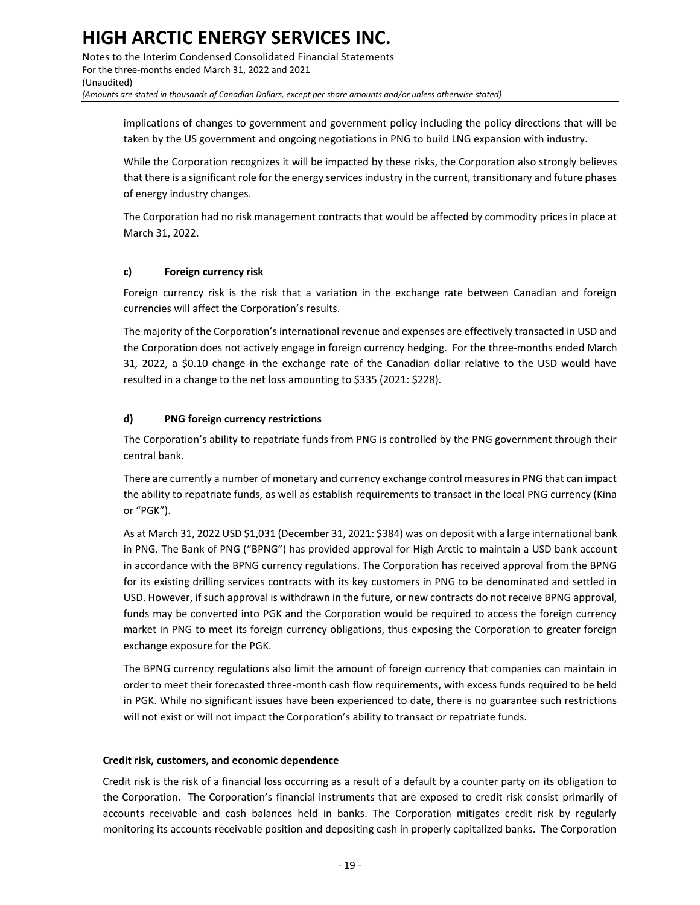implications of changes to government and government policy including the policy directions that will be taken by the US government and ongoing negotiations in PNG to build LNG expansion with industry.

While the Corporation recognizes it will be impacted by these risks, the Corporation also strongly believes that there is a significant role for the energy services industry in the current, transitionary and future phases of energy industry changes.

The Corporation had no risk management contracts that would be affected by commodity prices in place at March 31, 2022.

**c) Foreign currency risk**

Foreign currency risk is the risk that a variation in the exchange rate between Canadian and foreign currencies will affect the Corporation's results.

The majority of the Corporation's international revenue and expenses are effectively transacted in USD and the Corporation does not actively engage in foreign currency hedging. For the three-months ended March 31, 2022, a $0.10 change in the exchange rate of the Canadian dollar relative to the USD would have resulted in a change to the net loss amounting to $335 (2021: $228).

**d) PNG foreign currency restrictions**

The Corporation's ability to repatriate funds from PNG is controlled by the PNG government through their central bank.

There are currently a number of monetary and currency exchange control measures in PNG that can impact the ability to repatriate funds, as well as establish requirements to transact in the local PNG currency (Kina or "PGK").

As at March 31, 2022 USD $1,031 (December 31, 2021: $384) was on deposit with a large international bank in PNG. The Bank of PNG ("BPNG") has provided approval for High Arctic to maintain a USD bank account in accordance with the BPNG currency regulations. The Corporation has received approval from the BPNG for its existing drilling services contracts with its key customers in PNG to be denominated and settled in USD. However, if such approval is withdrawn in the future, or new contracts do not receive BPNG approval, funds may be converted into PGK and the Corporation would be required to access the foreign currency market in PNG to meet its foreign currency obligations, thus exposing the Corporation to greater foreign exchange exposure for the PGK.

The BPNG currency regulations also limit the amount of foreign currency that companies can maintain in order to meet their forecasted three-month cash flow requirements, with excess funds required to be held in PGK. While no significant issues have been experienced to date, there is no guarantee such restrictions will not exist or will not impact the Corporation's ability to transact or repatriate funds.

**Credit risk, customers, and economic dependence**

Credit risk is the risk of a financial loss occurring as a result of a default by a counter party on its obligation to the Corporation. The Corporation's financial instruments that are exposed to credit risk consist primarily of accounts receivable and cash balances held in banks. The Corporation mitigates credit risk by regularly monitoring its accounts receivable position and depositing cash in properly capitalized banks. The Corporation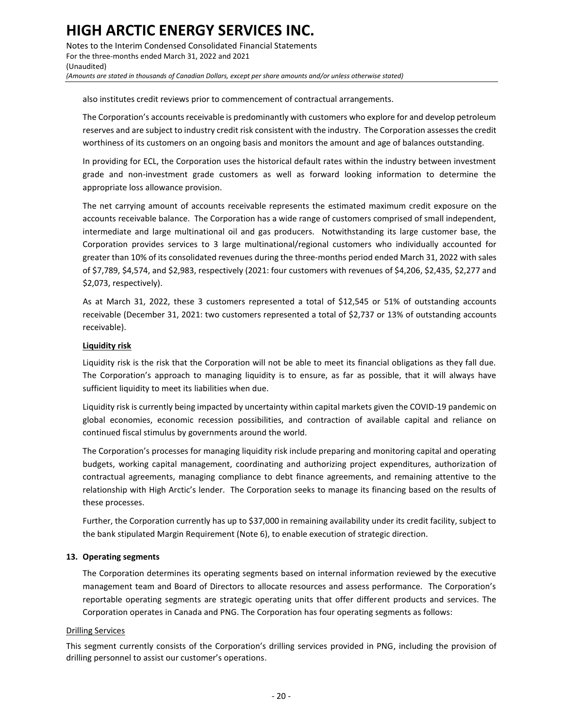also institutes credit reviews prior to commencement of contractual arrangements.

The Corporation's accounts receivable is predominantly with customers who explore for and develop petroleum reserves and are subject to industry credit risk consistent with the industry. The Corporation assesses the credit worthiness of its customers on an ongoing basis and monitors the amount and age of balances outstanding.

In providing for ECL, the Corporation uses the historical default rates within the industry between investment grade and non-investment grade customers as well as forward looking information to determine the appropriate loss allowance provision.

The net carrying amount of accounts receivable represents the estimated maximum credit exposure on the accounts receivable balance. The Corporation has a wide range of customers comprised of small independent, intermediate and large multinational oil and gas producers. Notwithstanding its large customer base, the Corporation provides services to 3 large multinational/regional customers who individually accounted for greater than 10% of its consolidated revenues during the three-months period ended March 31, 2022 with sales of $7,789, $4,574, and $2,983, respectively (2021: four customers with revenues of $4,206, $2,435, $2,277 and $2,073, respectively).

As at March 31, 2022, these 3 customers represented a total of $12,545 or 51% of outstanding accounts receivable (December 31, 2021: two customers represented a total of $2,737 or 13% of outstanding accounts receivable).

**Liquidity risk**

Liquidity risk is the risk that the Corporation will not be able to meet its financial obligations as they fall due. The Corporation's approach to managing liquidity is to ensure, as far as possible, that it will always have sufficient liquidity to meet its liabilities when due.

Liquidity risk is currently being impacted by uncertainty within capital markets given the COVID-19 pandemic on global economies, economic recession possibilities, and contraction of available capital and reliance on continued fiscal stimulus by governments around the world.

The Corporation's processes for managing liquidity risk include preparing and monitoring capital and operating budgets, working capital management, coordinating and authorizing project expenditures, authorization of contractual agreements, managing compliance to debt finance agreements, and remaining attentive to the relationship with High Arctic's lender. The Corporation seeks to manage its financing based on the results of these processes.

Further, the Corporation currently has up to $37,000 in remaining availability under its credit facility, subject to the bank stipulated Margin Requirement (Note 6), to enable execution of strategic direction.

## 13. Operating segments

The Corporation determines its operating segments based on internal information reviewed by the executive management team and Board of Directors to allocate resources and assess performance. The Corporation's reportable operating segments are strategic operating units that offer different products and services. The Corporation operates in Canada and PNG. The Corporation has four operating segments as follows:

Drilling Services

This segment currently consists of the Corporation's drilling services provided in PNG, including the provision of drilling personnel to assist our customer's operations.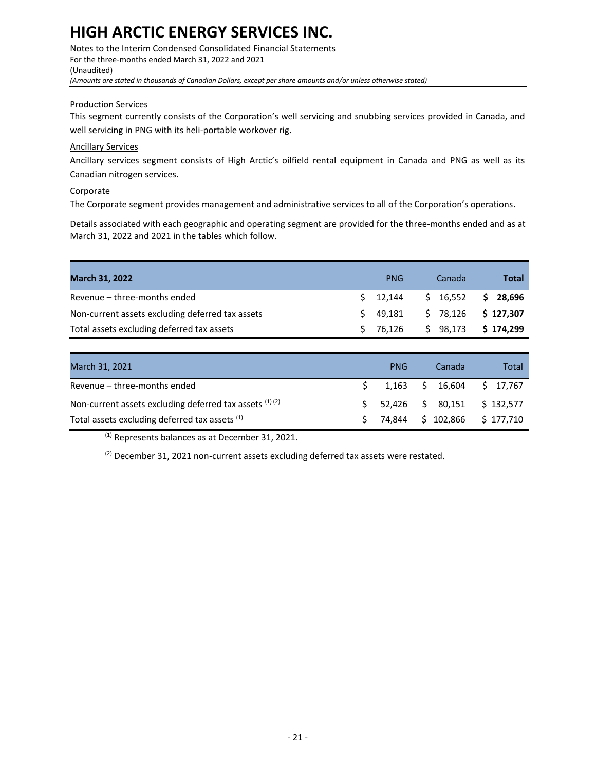### Production Services

This segment currently consists of the Corporation's well servicing and snubbing services provided in Canada, and well servicing in PNG with its heli-portable workover rig.

### Ancillary Services

Ancillary services segment consists of High Arctic's oilfield rental equipment in Canada and PNG as well as its Canadian nitrogen services.

### Corporate

The Corporate segment provides management and administrative services to all of the Corporation's operations.

Details associated with each geographic and operating segment are provided for the three-months ended and as at March 31, 2022 and 2021 in the tables which follow.

| **March 31, 2022** | PNG | Canada | **Total** |
|---|---|---|---|
| Revenue – three-months ended | $ 12,144 | $ 16,552 | **$ 28,696** |
| Non-current assets excluding deferred tax assets | $ 49,181 | $ 78,126 | **$ 127,307** |
| Total assets excluding deferred tax assets | $ 76,126 | $ 98,173 | **$ 174,299** |

| March 31, 2021 | PNG | Canada | Total |
|---|---|---|---|
| Revenue – three-months ended | $ 1,163 | $ 16,604 | $ 17,767 |
| Non-current assets excluding deferred tax assets [(1) (2)] | $ 52,426 | $ 80,151 | $ 132,577 |
| Total assets excluding deferred tax assets [(1)] | $ 74,844 | $ 102,866 | $ 177,710 |

[(1)] Represents balances as at December 31, 2021.

[(2)] December 31, 2021 non-current assets excluding deferred tax assets were restated.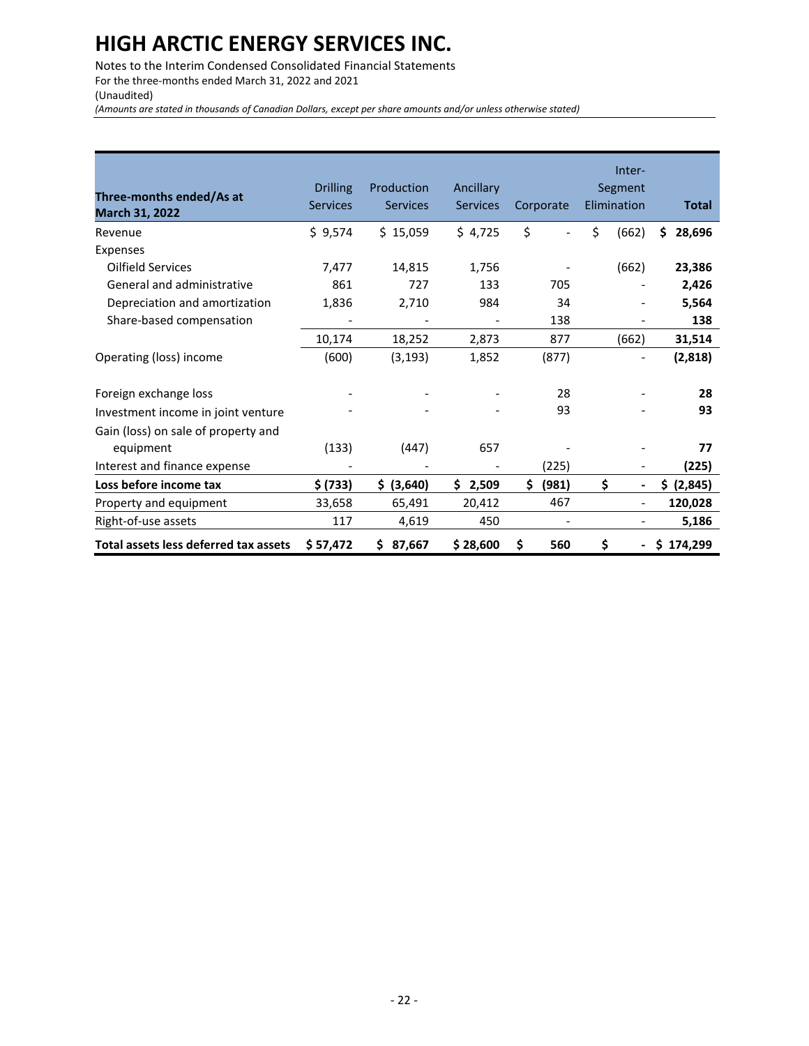# HIGH ARCTIC ENERGY SERVICES INC.

Notes to the Interim Condensed Consolidated Financial Statements
For the three-months ended March 31, 2022 and 2021
(Unaudited)
*(Amounts are stated in thousands of Canadian Dollars, except per share amounts and/or unless otherwise stated)*

| **Three-months ended/As at March 31, 2022** | Drilling Services | Production Services | Ancillary Services | Corporate | Inter-Segment Elimination | **Total** |
|---|---|---|---|---|---|---|
| Revenue | $ 9,574 | $ 15,059 | $ 4,725 | $ - | $ (662) | **$ 28,696** |
| Expenses | | | | | | |
| Oilfield Services | 7,477 | 14,815 | 1,756 | - | (662) | **23,386** |
| General and administrative | 861 | 727 | 133 | 705 | - | **2,426** |
| Depreciation and amortization | 1,836 | 2,710 | 984 | 34 | - | **5,564** |
| Share-based compensation | - | - | - | 138 | - | **138** |
| | 10,174 | 18,252 | 2,873 | 877 | (662) | **31,514** |
| Operating (loss) income | (600) | (3,193) | 1,852 | (877) | - | **(2,818)** |
| Foreign exchange loss | - | - | - | 28 | - | **28** |
| Investment income in joint venture | - | - | - | 93 | - | **93** |
| Gain (loss) on sale of property and equipment | (133) | (447) | 657 | - | - | **77** |
| Interest and finance expense | - | - | - | (225) | - | **(225)** |
| **Loss before income tax** | **$ (733)** | **$ (3,640)** | **$ 2,509** | **$ (981)** | **$ -** | **$ (2,845)** |
| Property and equipment | 33,658 | 65,491 | 20,412 | 467 | - | **120,028** |
| Right-of-use assets | 117 | 4,619 | 450 | - | - | **5,186** |
| **Total assets less deferred tax assets** | **$ 57,472** | **$ 87,667** | **$ 28,600** | **$ 560** | **$ -** | **$ 174,299** |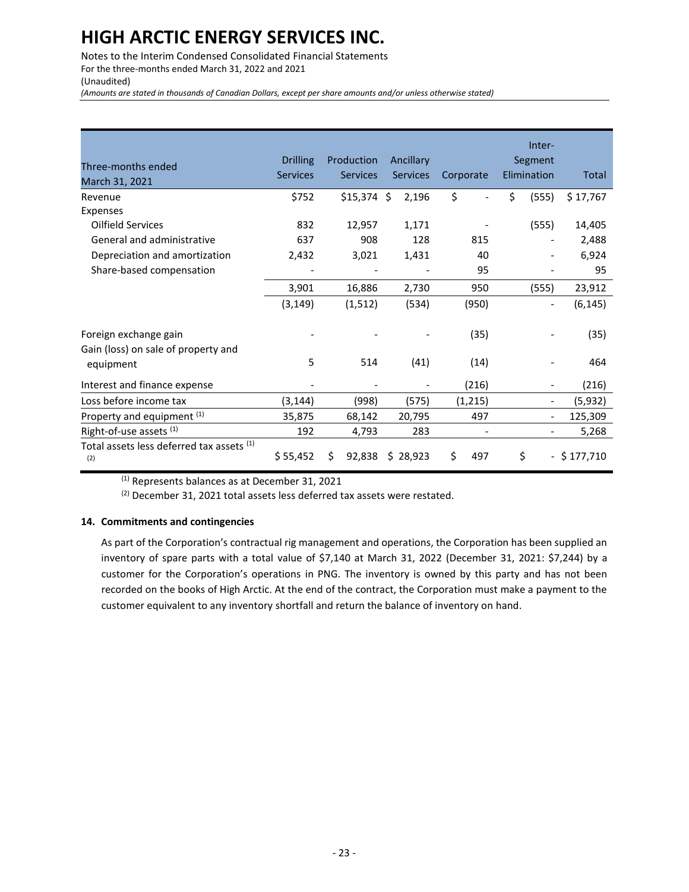# HIGH ARCTIC ENERGY SERVICES INC.

Notes to the Interim Condensed Consolidated Financial Statements
For the three-months ended March 31, 2022 and 2021
(Unaudited)
*(Amounts are stated in thousands of Canadian Dollars, except per share amounts and/or unless otherwise stated)*

| Three-months ended March 31, 2021 | Drilling Services | Production Services | Ancillary Services | Corporate | Inter-Segment Elimination | Total |
|---|---|---|---|---|---|---|
| Revenue | $752 | $15,374 | $ 2,196 | $ - | $ (555) | $ 17,767 |
| Expenses | | | | | | |
| Oilfield Services | 832 | 12,957 | 1,171 | - | (555) | 14,405 |
| General and administrative | 637 | 908 | 128 | 815 | - | 2,488 |
| Depreciation and amortization | 2,432 | 3,021 | 1,431 | 40 | - | 6,924 |
| Share-based compensation | - | - | - | 95 | - | 95 |
| | 3,901 | 16,886 | 2,730 | 950 | (555) | 23,912 |
| | (3,149) | (1,512) | (534) | (950) | - | (6,145) |
| Foreign exchange gain | - | - | - | (35) | - | (35) |
| Gain (loss) on sale of property and equipment | 5 | 514 | (41) | (14) | - | 464 |
| Interest and finance expense | - | - | - | (216) | - | (216) |
| Loss before income tax | (3,144) | (998) | (575) | (1,215) | - | (5,932) |
| Property and equipment [(1)] | 35,875 | 68,142 | 20,795 | 497 | - | 125,309 |
| Right-of-use assets [(1)] | 192 | 4,793 | 283 | - | - | 5,268 |
| Total assets less deferred tax assets [(1)] [(2)] | $ 55,452 | $ 92,838 | $ 28,923 | $ 497 | $ - | $ 177,710 |

[(1)] Represents balances as at December 31, 2021

[(2)] December 31, 2021 total assets less deferred tax assets were restated.

**14. Commitments and contingencies**

As part of the Corporation's contractual rig management and operations, the Corporation has been supplied an inventory of spare parts with a total value of $7,140 at March 31, 2022 (December 31, 2021: $7,244) by a customer for the Corporation's operations in PNG. The inventory is owned by this party and has not been recorded on the books of High Arctic. At the end of the contract, the Corporation must make a payment to the customer equivalent to any inventory shortfall and return the balance of inventory on hand.